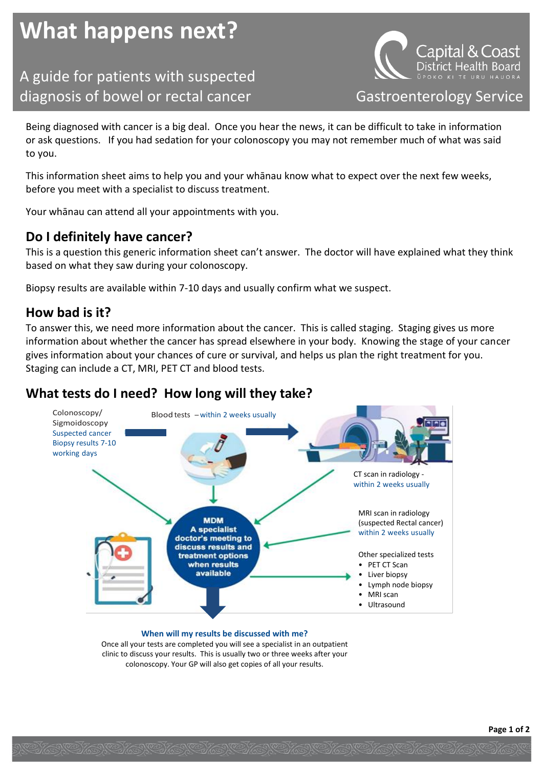# What happens next?

## A guide for patients with suspected diagnosis of bowel or rectal cancer

Capital & Coast District Health Board
ŪPOKO KI TE URU HAUORA

Gastroenterology Service

Being diagnosed with cancer is a big deal. Once you hear the news, it can be difficult to take in information or ask questions. If you had sedation for your colonoscopy you may not remember much of what was said to you.

This information sheet aims to help you and your whānau know what to expect over the next few weeks, before you meet with a specialist to discuss treatment.

Your whānau can attend all your appointments with you.

## Do I definitely have cancer?

This is a question this generic information sheet can't answer. The doctor will have explained what they think based on what they saw during your colonoscopy.

Biopsy results are available within 7-10 days and usually confirm what we suspect.

## How bad is it?

To answer this, we need more information about the cancer. This is called staging. Staging gives us more information about whether the cancer has spread elsewhere in your body. Knowing the stage of your cancer gives information about your chances of cure or survival, and helps us plan the right treatment for you. Staging can include a CT, MRI, PET CT and blood tests.

## What tests do I need? How long will they take?

Colonoscopy/ Sigmoidoscopy
Suspected cancer
Biopsy results 7-10 working days

Blood tests – within 2 weeks usually

CT scan in radiology - within 2 weeks usually

MRI scan in radiology (suspected Rectal cancer) within 2 weeks usually

Other specialized tests
- PET CT Scan
- Liver biopsy
- Lymph node biopsy
- MRI scan
- Ultrasound

**MDM**
**A specialist doctor's meeting to discuss results and treatment options when results available**

**When will my results be discussed with me?**

Once all your tests are completed you will see a specialist in an outpatient clinic to discuss your results. This is usually two or three weeks after your colonoscopy. Your GP will also get copies of all your results.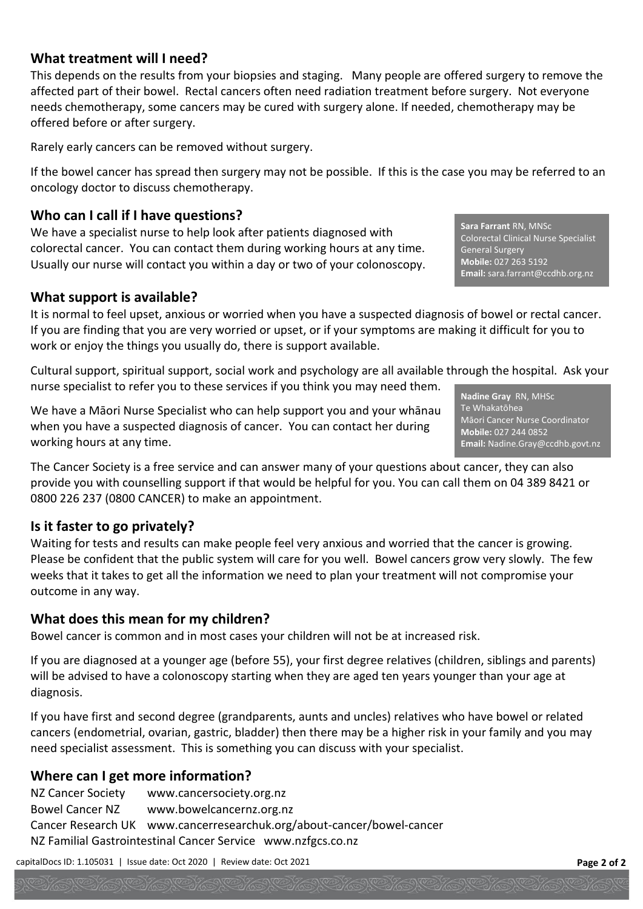## What treatment will I need?

This depends on the results from your biopsies and staging. Many people are offered surgery to remove the affected part of their bowel. Rectal cancers often need radiation treatment before surgery. Not everyone needs chemotherapy, some cancers may be cured with surgery alone. If needed, chemotherapy may be offered before or after surgery.

Rarely early cancers can be removed without surgery.

If the bowel cancer has spread then surgery may not be possible. If this is the case you may be referred to an oncology doctor to discuss chemotherapy.

## Who can I call if I have questions?

We have a specialist nurse to help look after patients diagnosed with colorectal cancer. You can contact them during working hours at any time. Usually our nurse will contact you within a day or two of your colonoscopy.

**Sara Farrant** RN, MNSc
Colorectal Clinical Nurse Specialist
General Surgery
**Mobile:** 027 263 5192
**Email:** sara.farrant@ccdhb.org.nz

## What support is available?

It is normal to feel upset, anxious or worried when you have a suspected diagnosis of bowel or rectal cancer. If you are finding that you are very worried or upset, or if your symptoms are making it difficult for you to work or enjoy the things you usually do, there is support available.

Cultural support, spiritual support, social work and psychology are all available through the hospital. Ask your nurse specialist to refer you to these services if you think you may need them.

We have a Māori Nurse Specialist who can help support you and your whānau when you have a suspected diagnosis of cancer. You can contact her during working hours at any time.

**Nadine Gray** RN, MHSc
Te Whakatōhea
Māori Cancer Nurse Coordinator
**Mobile:** 027 244 0852
**Email:** Nadine.Gray@ccdhb.govt.nz

The Cancer Society is a free service and can answer many of your questions about cancer, they can also provide you with counselling support if that would be helpful for you. You can call them on 04 389 8421 or 0800 226 237 (0800 CANCER) to make an appointment.

## Is it faster to go privately?

Waiting for tests and results can make people feel very anxious and worried that the cancer is growing. Please be confident that the public system will care for you well. Bowel cancers grow very slowly. The few weeks that it takes to get all the information we need to plan your treatment will not compromise your outcome in any way.

## What does this mean for my children?

Bowel cancer is common and in most cases your children will not be at increased risk.

If you are diagnosed at a younger age (before 55), your first degree relatives (children, siblings and parents) will be advised to have a colonoscopy starting when they are aged ten years younger than your age at diagnosis.

If you have first and second degree (grandparents, aunts and uncles) relatives who have bowel or related cancers (endometrial, ovarian, gastric, bladder) then there may be a higher risk in your family and you may need specialist assessment. This is something you can discuss with your specialist.

## Where can I get more information?

NZ Cancer Society www.cancersociety.org.nz
Bowel Cancer NZ www.bowelcancernz.org.nz
Cancer Research UK www.cancerresearchuk.org/about-cancer/bowel-cancer
NZ Familial Gastrointestinal Cancer Service www.nzfgcs.co.nz

capitalDocs ID: 1.105031 | Issue date: Oct 2020 | Review date: Oct 2021